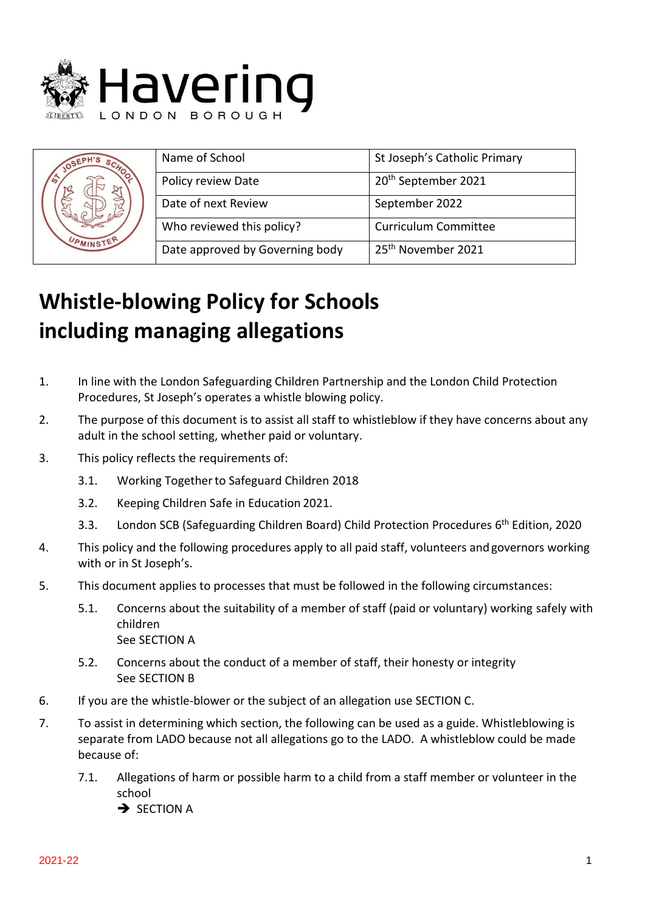| Name of School | St Joseph's Catholic Primary |
| --- | --- |
| Policy review Date | 20th September 2021 |
| Date of next Review | September 2022 |
| Who reviewed this policy? | Curriculum Committee |
| Date approved by Governing body | 25th November 2021 |

# Whistle-blowing Policy for Schools including managing allegations

1. In line with the London Safeguarding Children Partnership and the London Child Protection Procedures, St Joseph's operates a whistle blowing policy.
2. The purpose of this document is to assist all staff to whistleblow if they have concerns about any adult in the school setting, whether paid or voluntary.
3. This policy reflects the requirements of:
   - 3.1. Working Together to Safeguard Children 2018
   - 3.2. Keeping Children Safe in Education 2021.
   - 3.3. London SCB (Safeguarding Children Board) Child Protection Procedures 6th Edition, 2020
4. This policy and the following procedures apply to all paid staff, volunteers and governors working with or in St Joseph's.
5. This document applies to processes that must be followed in the following circumstances:
   - 5.1. Concerns about the suitability of a member of staff (paid or voluntary) working safely with children
     See SECTION A
   - 5.2. Concerns about the conduct of a member of staff, their honesty or integrity
     See SECTION B
6. If you are the whistle-blower or the subject of an allegation use SECTION C.
7. To assist in determining which section, the following can be used as a guide. Whistleblowing is separate from LADO because not all allegations go to the LADO. A whistleblow could be made because of:
   - 7.1. Allegations of harm or possible harm to a child from a staff member or volunteer in the school
     ➔ SECTION A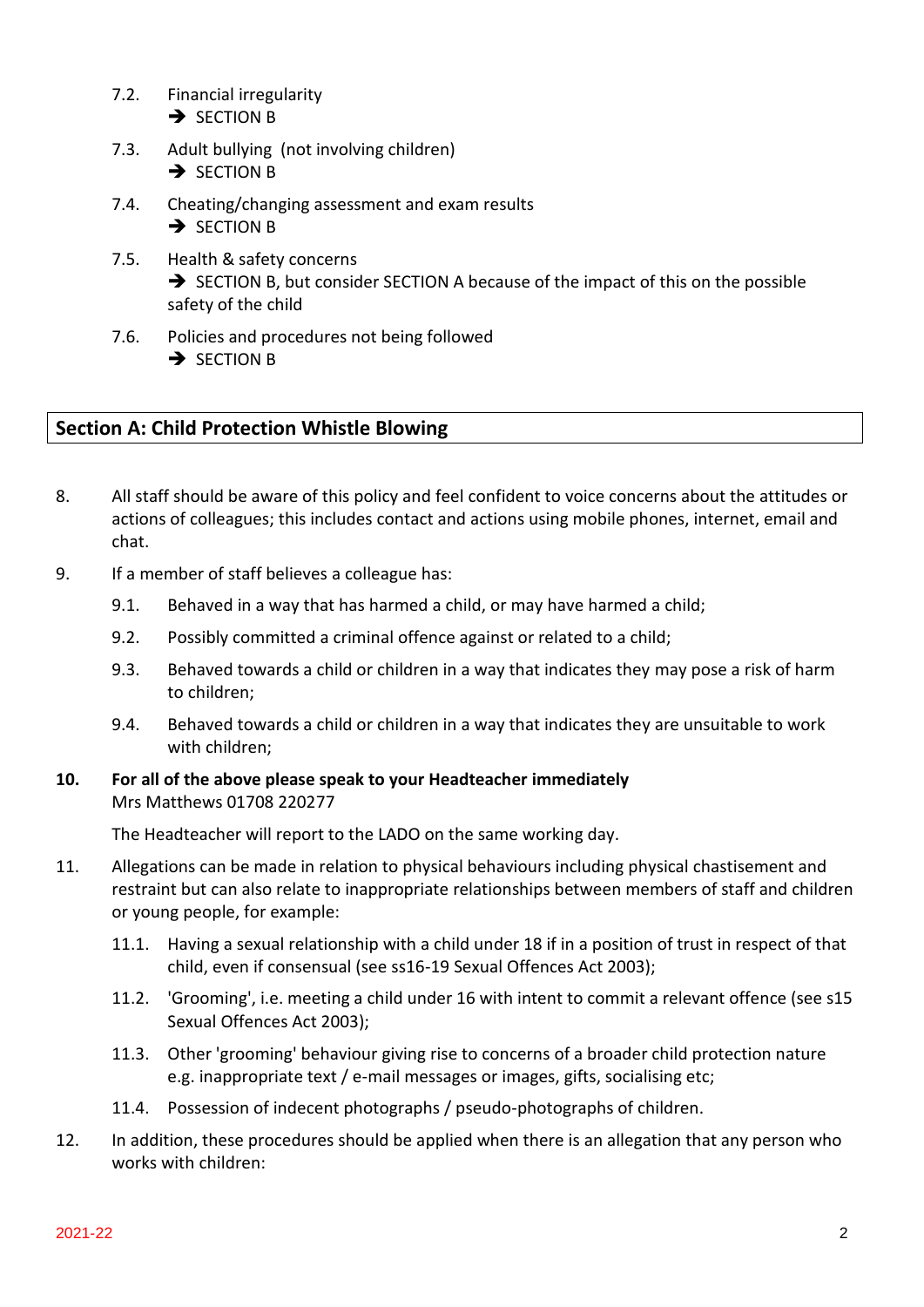7.2. Financial irregularity
   ➔ SECTION B

7.3. Adult bullying (not involving children)
   ➔ SECTION B

7.4. Cheating/changing assessment and exam results
   ➔ SECTION B

7.5. Health & safety concerns
   ➔ SECTION B, but consider SECTION A because of the impact of this on the possible safety of the child

7.6. Policies and procedures not being followed
   ➔ SECTION B

## Section A: Child Protection Whistle Blowing

8. All staff should be aware of this policy and feel confident to voice concerns about the attitudes or actions of colleagues; this includes contact and actions using mobile phones, internet, email and chat.

9. If a member of staff believes a colleague has:

   9.1. Behaved in a way that has harmed a child, or may have harmed a child;

   9.2. Possibly committed a criminal offence against or related to a child;

   9.3. Behaved towards a child or children in a way that indicates they may pose a risk of harm to children;

   9.4. Behaved towards a child or children in a way that indicates they are unsuitable to work with children;

**10. For all of the above please speak to your Headteacher immediately**
Mrs Matthews 01708 220277

The Headteacher will report to the LADO on the same working day.

11. Allegations can be made in relation to physical behaviours including physical chastisement and restraint but can also relate to inappropriate relationships between members of staff and children or young people, for example:

   11.1. Having a sexual relationship with a child under 18 if in a position of trust in respect of that child, even if consensual (see ss16-19 Sexual Offences Act 2003);

   11.2. 'Grooming', i.e. meeting a child under 16 with intent to commit a relevant offence (see s15 Sexual Offences Act 2003);

   11.3. Other 'grooming' behaviour giving rise to concerns of a broader child protection nature e.g. inappropriate text / e-mail messages or images, gifts, socialising etc;

   11.4. Possession of indecent photographs / pseudo-photographs of children.

12. In addition, these procedures should be applied when there is an allegation that any person who works with children: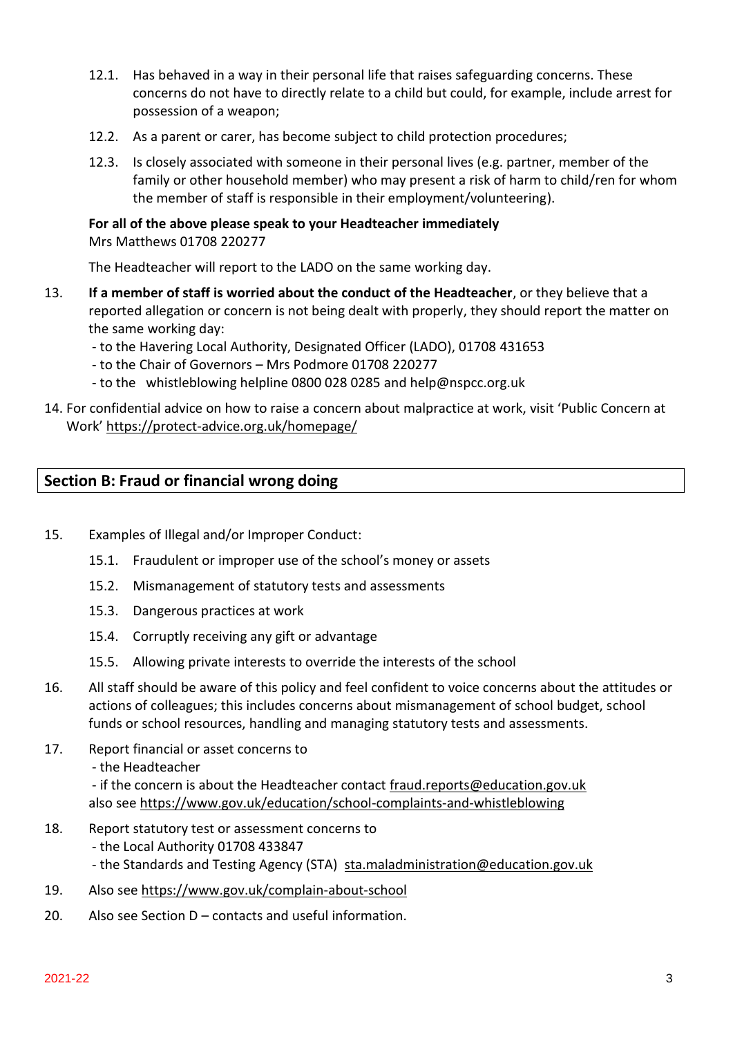12.1. Has behaved in a way in their personal life that raises safeguarding concerns. These concerns do not have to directly relate to a child but could, for example, include arrest for possession of a weapon;

12.2. As a parent or carer, has become subject to child protection procedures;

12.3. Is closely associated with someone in their personal lives (e.g. partner, member of the family or other household member) who may present a risk of harm to child/ren for whom the member of staff is responsible in their employment/volunteering).

**For all of the above please speak to your Headteacher immediately**
Mrs Matthews 01708 220277

The Headteacher will report to the LADO on the same working day.

13. **If a member of staff is worried about the conduct of the Headteacher**, or they believe that a reported allegation or concern is not being dealt with properly, they should report the matter on the same working day:
 - to the Havering Local Authority, Designated Officer (LADO), 01708 431653
 - to the Chair of Governors – Mrs Podmore 01708 220277
 - to the whistleblowing helpline 0800 028 0285 and help@nspcc.org.uk

14. For confidential advice on how to raise a concern about malpractice at work, visit 'Public Concern at Work' https://protect-advice.org.uk/homepage/

## Section B: Fraud or financial wrong doing

15. Examples of Illegal and/or Improper Conduct:

 15.1. Fraudulent or improper use of the school's money or assets

 15.2. Mismanagement of statutory tests and assessments

 15.3. Dangerous practices at work

 15.4. Corruptly receiving any gift or advantage

 15.5. Allowing private interests to override the interests of the school

16. All staff should be aware of this policy and feel confident to voice concerns about the attitudes or actions of colleagues; this includes concerns about mismanagement of school budget, school funds or school resources, handling and managing statutory tests and assessments.

17. Report financial or asset concerns to
 - the Headteacher
 - if the concern is about the Headteacher contact fraud.reports@education.gov.uk
 also see https://www.gov.uk/education/school-complaints-and-whistleblowing

18. Report statutory test or assessment concerns to
 - the Local Authority 01708 433847
 - the Standards and Testing Agency (STA) sta.maladministration@education.gov.uk

19. Also see https://www.gov.uk/complain-about-school

20. Also see Section D – contacts and useful information.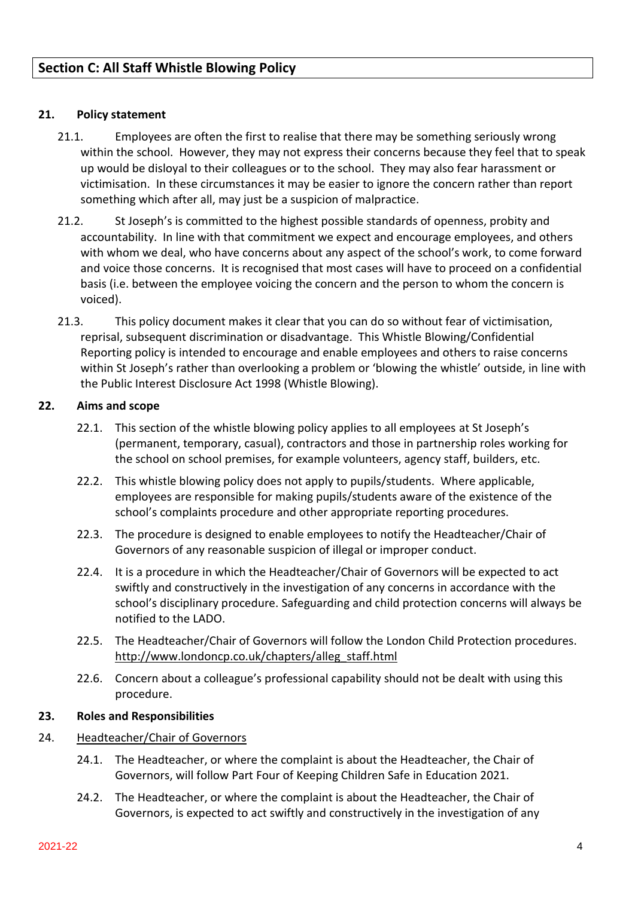## Section C: All Staff Whistle Blowing Policy

**21. Policy statement**

21.1. Employees are often the first to realise that there may be something seriously wrong within the school. However, they may not express their concerns because they feel that to speak up would be disloyal to their colleagues or to the school. They may also fear harassment or victimisation. In these circumstances it may be easier to ignore the concern rather than report something which after all, may just be a suspicion of malpractice.

21.2. St Joseph's is committed to the highest possible standards of openness, probity and accountability. In line with that commitment we expect and encourage employees, and others with whom we deal, who have concerns about any aspect of the school's work, to come forward and voice those concerns. It is recognised that most cases will have to proceed on a confidential basis (i.e. between the employee voicing the concern and the person to whom the concern is voiced).

21.3. This policy document makes it clear that you can do so without fear of victimisation, reprisal, subsequent discrimination or disadvantage. This Whistle Blowing/Confidential Reporting policy is intended to encourage and enable employees and others to raise concerns within St Joseph's rather than overlooking a problem or 'blowing the whistle' outside, in line with the Public Interest Disclosure Act 1998 (Whistle Blowing).

**22. Aims and scope**

22.1. This section of the whistle blowing policy applies to all employees at St Joseph's (permanent, temporary, casual), contractors and those in partnership roles working for the school on school premises, for example volunteers, agency staff, builders, etc.

22.2. This whistle blowing policy does not apply to pupils/students. Where applicable, employees are responsible for making pupils/students aware of the existence of the school's complaints procedure and other appropriate reporting procedures.

22.3. The procedure is designed to enable employees to notify the Headteacher/Chair of Governors of any reasonable suspicion of illegal or improper conduct.

22.4. It is a procedure in which the Headteacher/Chair of Governors will be expected to act swiftly and constructively in the investigation of any concerns in accordance with the school's disciplinary procedure. Safeguarding and child protection concerns will always be notified to the LADO.

22.5. The Headteacher/Chair of Governors will follow the London Child Protection procedures. http://www.londoncp.co.uk/chapters/alleg_staff.html

22.6. Concern about a colleague's professional capability should not be dealt with using this procedure.

**23. Roles and Responsibilities**

24. Headteacher/Chair of Governors

24.1. The Headteacher, or where the complaint is about the Headteacher, the Chair of Governors, will follow Part Four of Keeping Children Safe in Education 2021.

24.2. The Headteacher, or where the complaint is about the Headteacher, the Chair of Governors, is expected to act swiftly and constructively in the investigation of any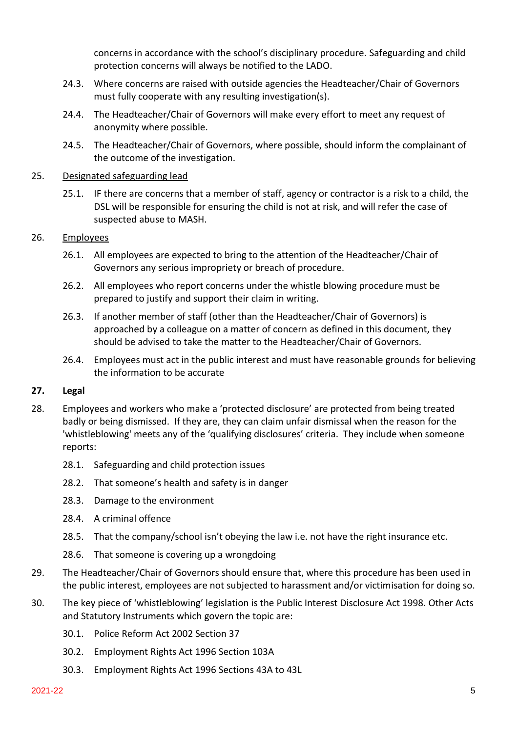concerns in accordance with the school's disciplinary procedure. Safeguarding and child protection concerns will always be notified to the LADO.

24.3. Where concerns are raised with outside agencies the Headteacher/Chair of Governors must fully cooperate with any resulting investigation(s).

24.4. The Headteacher/Chair of Governors will make every effort to meet any request of anonymity where possible.

24.5. The Headteacher/Chair of Governors, where possible, should inform the complainant of the outcome of the investigation.

25. Designated safeguarding lead

25.1. IF there are concerns that a member of staff, agency or contractor is a risk to a child, the DSL will be responsible for ensuring the child is not at risk, and will refer the case of suspected abuse to MASH.

26. Employees

26.1. All employees are expected to bring to the attention of the Headteacher/Chair of Governors any serious impropriety or breach of procedure.

26.2. All employees who report concerns under the whistle blowing procedure must be prepared to justify and support their claim in writing.

26.3. If another member of staff (other than the Headteacher/Chair of Governors) is approached by a colleague on a matter of concern as defined in this document, they should be advised to take the matter to the Headteacher/Chair of Governors.

26.4. Employees must act in the public interest and must have reasonable grounds for believing the information to be accurate

**27. Legal**

28. Employees and workers who make a 'protected disclosure' are protected from being treated badly or being dismissed. If they are, they can claim unfair dismissal when the reason for the 'whistleblowing' meets any of the 'qualifying disclosures' criteria. They include when someone reports:

28.1. Safeguarding and child protection issues

28.2. That someone's health and safety is in danger

28.3. Damage to the environment

28.4. A criminal offence

28.5. That the company/school isn't obeying the law i.e. not have the right insurance etc.

28.6. That someone is covering up a wrongdoing

29. The Headteacher/Chair of Governors should ensure that, where this procedure has been used in the public interest, employees are not subjected to harassment and/or victimisation for doing so.

30. The key piece of 'whistleblowing' legislation is the Public Interest Disclosure Act 1998. Other Acts and Statutory Instruments which govern the topic are:

30.1. Police Reform Act 2002 Section 37

30.2. Employment Rights Act 1996 Section 103A

30.3. Employment Rights Act 1996 Sections 43A to 43L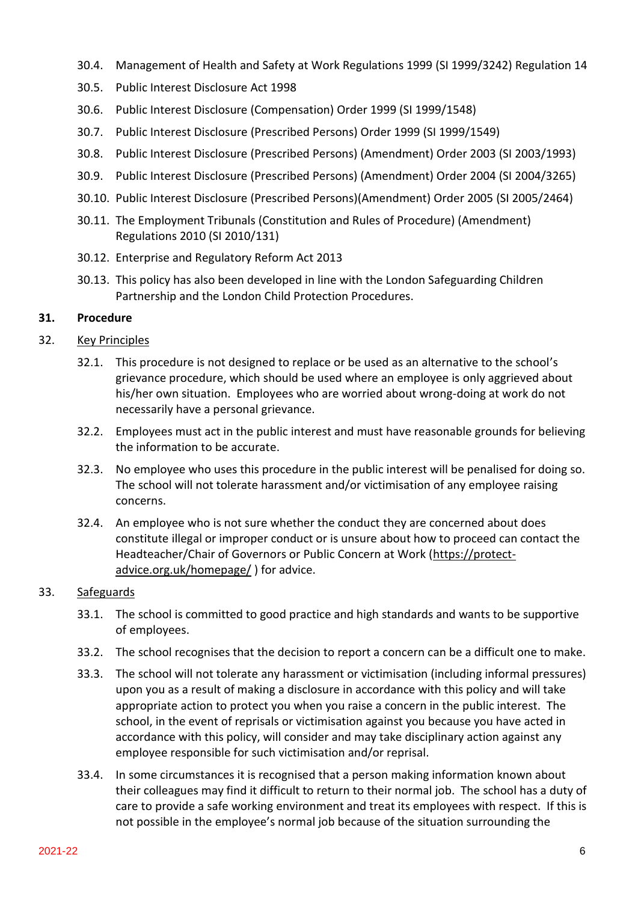30.4. Management of Health and Safety at Work Regulations 1999 (SI 1999/3242) Regulation 14

30.5. Public Interest Disclosure Act 1998

30.6. Public Interest Disclosure (Compensation) Order 1999 (SI 1999/1548)

30.7. Public Interest Disclosure (Prescribed Persons) Order 1999 (SI 1999/1549)

30.8. Public Interest Disclosure (Prescribed Persons) (Amendment) Order 2003 (SI 2003/1993)

30.9. Public Interest Disclosure (Prescribed Persons) (Amendment) Order 2004 (SI 2004/3265)

30.10. Public Interest Disclosure (Prescribed Persons)(Amendment) Order 2005 (SI 2005/2464)

30.11. The Employment Tribunals (Constitution and Rules of Procedure) (Amendment) Regulations 2010 (SI 2010/131)

30.12. Enterprise and Regulatory Reform Act 2013

30.13. This policy has also been developed in line with the London Safeguarding Children Partnership and the London Child Protection Procedures.

**31. Procedure**

32. Key Principles

32.1. This procedure is not designed to replace or be used as an alternative to the school's grievance procedure, which should be used where an employee is only aggrieved about his/her own situation. Employees who are worried about wrong-doing at work do not necessarily have a personal grievance.

32.2. Employees must act in the public interest and must have reasonable grounds for believing the information to be accurate.

32.3. No employee who uses this procedure in the public interest will be penalised for doing so. The school will not tolerate harassment and/or victimisation of any employee raising concerns.

32.4. An employee who is not sure whether the conduct they are concerned about does constitute illegal or improper conduct or is unsure about how to proceed can contact the Headteacher/Chair of Governors or Public Concern at Work (https://protect-advice.org.uk/homepage/ ) for advice.

33. Safeguards

33.1. The school is committed to good practice and high standards and wants to be supportive of employees.

33.2. The school recognises that the decision to report a concern can be a difficult one to make.

33.3. The school will not tolerate any harassment or victimisation (including informal pressures) upon you as a result of making a disclosure in accordance with this policy and will take appropriate action to protect you when you raise a concern in the public interest. The school, in the event of reprisals or victimisation against you because you have acted in accordance with this policy, will consider and may take disciplinary action against any employee responsible for such victimisation and/or reprisal.

33.4. In some circumstances it is recognised that a person making information known about their colleagues may find it difficult to return to their normal job. The school has a duty of care to provide a safe working environment and treat its employees with respect. If this is not possible in the employee's normal job because of the situation surrounding the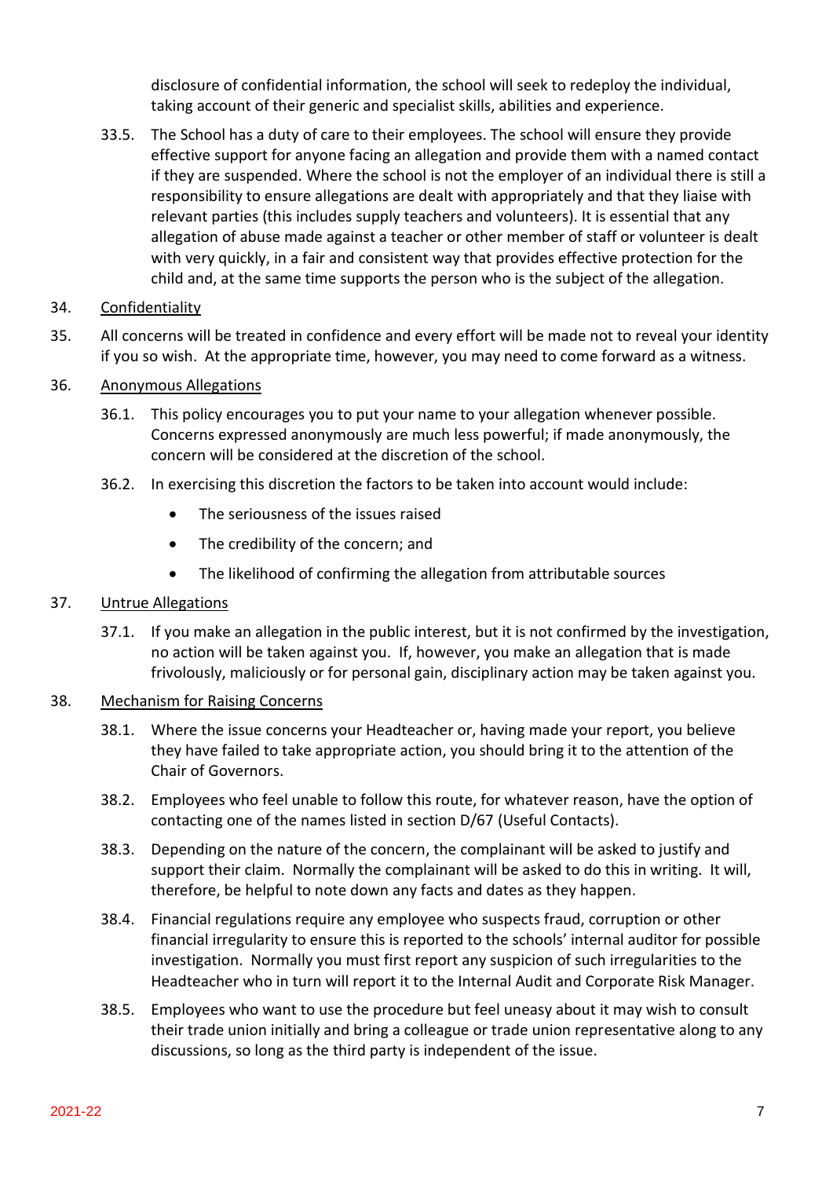disclosure of confidential information, the school will seek to redeploy the individual, taking account of their generic and specialist skills, abilities and experience.

33.5. The School has a duty of care to their employees. The school will ensure they provide effective support for anyone facing an allegation and provide them with a named contact if they are suspended. Where the school is not the employer of an individual there is still a responsibility to ensure allegations are dealt with appropriately and that they liaise with relevant parties (this includes supply teachers and volunteers). It is essential that any allegation of abuse made against a teacher or other member of staff or volunteer is dealt with very quickly, in a fair and consistent way that provides effective protection for the child and, at the same time supports the person who is the subject of the allegation.

34. <u>Confidentiality</u>

35. All concerns will be treated in confidence and every effort will be made not to reveal your identity if you so wish. At the appropriate time, however, you may need to come forward as a witness.

36. <u>Anonymous Allegations</u>

36.1. This policy encourages you to put your name to your allegation whenever possible. Concerns expressed anonymously are much less powerful; if made anonymously, the concern will be considered at the discretion of the school.

36.2. In exercising this discretion the factors to be taken into account would include:

- The seriousness of the issues raised
- The credibility of the concern; and
- The likelihood of confirming the allegation from attributable sources

37. <u>Untrue Allegations</u>

37.1. If you make an allegation in the public interest, but it is not confirmed by the investigation, no action will be taken against you. If, however, you make an allegation that is made frivolously, maliciously or for personal gain, disciplinary action may be taken against you.

38. <u>Mechanism for Raising Concerns</u>

38.1. Where the issue concerns your Headteacher or, having made your report, you believe they have failed to take appropriate action, you should bring it to the attention of the Chair of Governors.

38.2. Employees who feel unable to follow this route, for whatever reason, have the option of contacting one of the names listed in section D/67 (Useful Contacts).

38.3. Depending on the nature of the concern, the complainant will be asked to justify and support their claim. Normally the complainant will be asked to do this in writing. It will, therefore, be helpful to note down any facts and dates as they happen.

38.4. Financial regulations require any employee who suspects fraud, corruption or other financial irregularity to ensure this is reported to the schools' internal auditor for possible investigation. Normally you must first report any suspicion of such irregularities to the Headteacher who in turn will report it to the Internal Audit and Corporate Risk Manager.

38.5. Employees who want to use the procedure but feel uneasy about it may wish to consult their trade union initially and bring a colleague or trade union representative along to any discussions, so long as the third party is independent of the issue.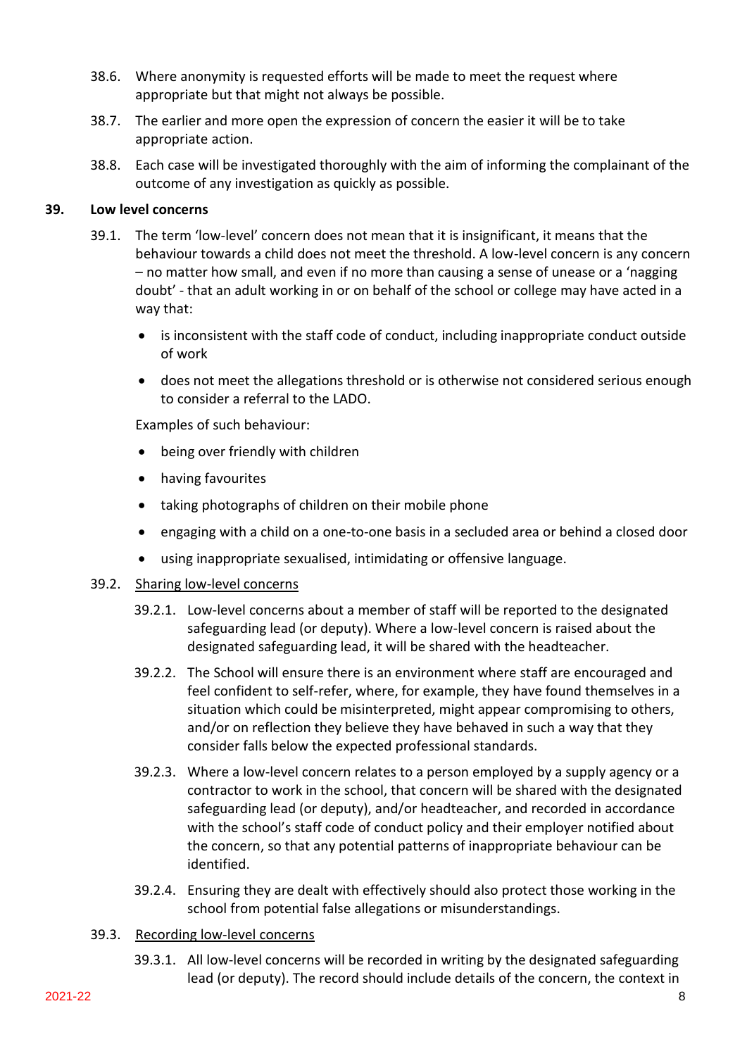38.6. Where anonymity is requested efforts will be made to meet the request where appropriate but that might not always be possible.

38.7. The earlier and more open the expression of concern the easier it will be to take appropriate action.

38.8. Each case will be investigated thoroughly with the aim of informing the complainant of the outcome of any investigation as quickly as possible.

## 39. Low level concerns

39.1. The term 'low-level' concern does not mean that it is insignificant, it means that the behaviour towards a child does not meet the threshold. A low-level concern is any concern – no matter how small, and even if no more than causing a sense of unease or a 'nagging doubt' - that an adult working in or on behalf of the school or college may have acted in a way that:

- is inconsistent with the staff code of conduct, including inappropriate conduct outside of work
- does not meet the allegations threshold or is otherwise not considered serious enough to consider a referral to the LADO.

Examples of such behaviour:

- being over friendly with children
- having favourites
- taking photographs of children on their mobile phone
- engaging with a child on a one-to-one basis in a secluded area or behind a closed door
- using inappropriate sexualised, intimidating or offensive language.

39.2. <u>Sharing low-level concerns</u>

39.2.1. Low-level concerns about a member of staff will be reported to the designated safeguarding lead (or deputy). Where a low-level concern is raised about the designated safeguarding lead, it will be shared with the headteacher.

39.2.2. The School will ensure there is an environment where staff are encouraged and feel confident to self-refer, where, for example, they have found themselves in a situation which could be misinterpreted, might appear compromising to others, and/or on reflection they believe they have behaved in such a way that they consider falls below the expected professional standards.

39.2.3. Where a low-level concern relates to a person employed by a supply agency or a contractor to work in the school, that concern will be shared with the designated safeguarding lead (or deputy), and/or headteacher, and recorded in accordance with the school's staff code of conduct policy and their employer notified about the concern, so that any potential patterns of inappropriate behaviour can be identified.

39.2.4. Ensuring they are dealt with effectively should also protect those working in the school from potential false allegations or misunderstandings.

39.3. <u>Recording low-level concerns</u>

39.3.1. All low-level concerns will be recorded in writing by the designated safeguarding lead (or deputy). The record should include details of the concern, the context in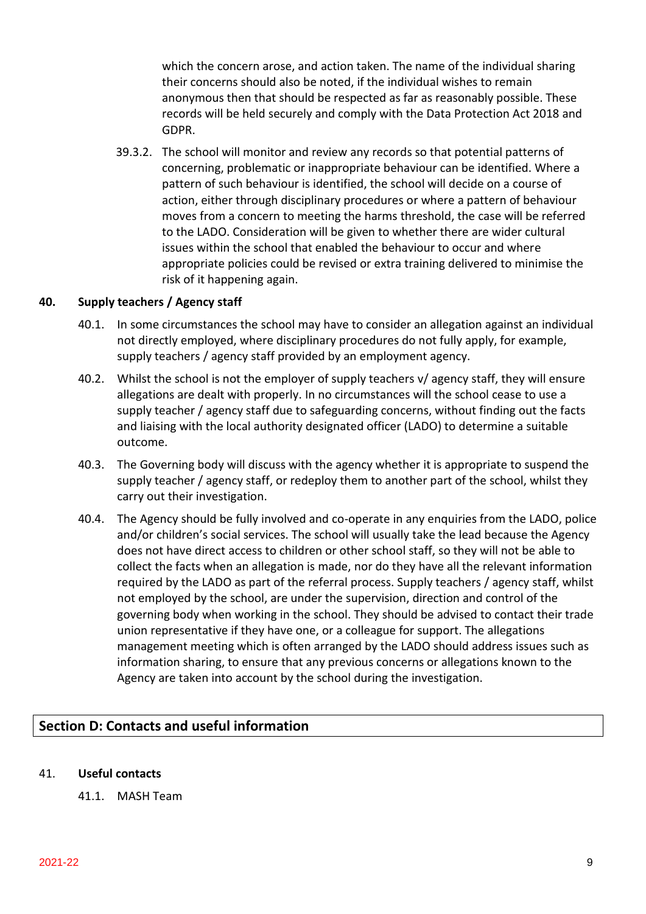which the concern arose, and action taken. The name of the individual sharing their concerns should also be noted, if the individual wishes to remain anonymous then that should be respected as far as reasonably possible. These records will be held securely and comply with the Data Protection Act 2018 and GDPR.

39.3.2. The school will monitor and review any records so that potential patterns of concerning, problematic or inappropriate behaviour can be identified. Where a pattern of such behaviour is identified, the school will decide on a course of action, either through disciplinary procedures or where a pattern of behaviour moves from a concern to meeting the harms threshold, the case will be referred to the LADO. Consideration will be given to whether there are wider cultural issues within the school that enabled the behaviour to occur and where appropriate policies could be revised or extra training delivered to minimise the risk of it happening again.

**40. Supply teachers / Agency staff**

40.1. In some circumstances the school may have to consider an allegation against an individual not directly employed, where disciplinary procedures do not fully apply, for example, supply teachers / agency staff provided by an employment agency.

40.2. Whilst the school is not the employer of supply teachers v/ agency staff, they will ensure allegations are dealt with properly. In no circumstances will the school cease to use a supply teacher / agency staff due to safeguarding concerns, without finding out the facts and liaising with the local authority designated officer (LADO) to determine a suitable outcome.

40.3. The Governing body will discuss with the agency whether it is appropriate to suspend the supply teacher / agency staff, or redeploy them to another part of the school, whilst they carry out their investigation.

40.4. The Agency should be fully involved and co-operate in any enquiries from the LADO, police and/or children's social services. The school will usually take the lead because the Agency does not have direct access to children or other school staff, so they will not be able to collect the facts when an allegation is made, nor do they have all the relevant information required by the LADO as part of the referral process. Supply teachers / agency staff, whilst not employed by the school, are under the supervision, direction and control of the governing body when working in the school. They should be advised to contact their trade union representative if they have one, or a colleague for support. The allegations management meeting which is often arranged by the LADO should address issues such as information sharing, to ensure that any previous concerns or allegations known to the Agency are taken into account by the school during the investigation.

## Section D: Contacts and useful information

41. **Useful contacts**

41.1. MASH Team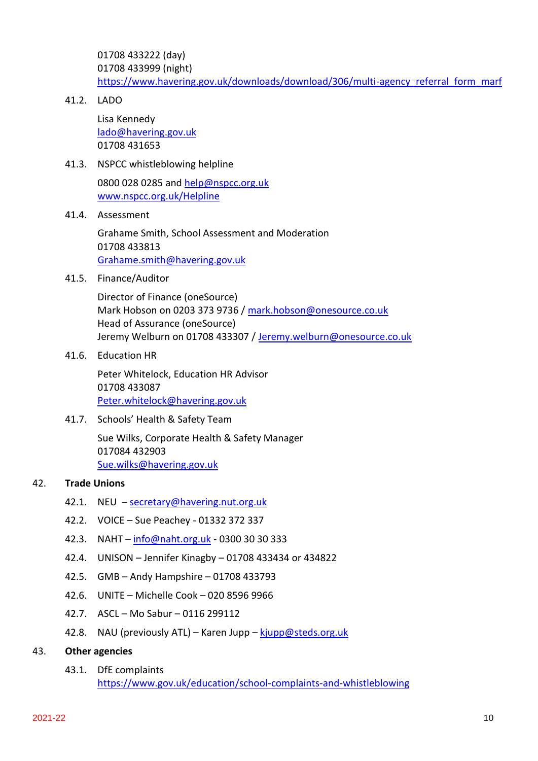01708 433222 (day)
01708 433999 (night)
https://www.havering.gov.uk/downloads/download/306/multi-agency_referral_form_marf

41.2. LADO

Lisa Kennedy
lado@havering.gov.uk
01708 431653

41.3. NSPCC whistleblowing helpline

0800 028 0285 and help@nspcc.org.uk
www.nspcc.org.uk/Helpline

41.4. Assessment

Grahame Smith, School Assessment and Moderation
01708 433813
Grahame.smith@havering.gov.uk

41.5. Finance/Auditor

Director of Finance (oneSource)
Mark Hobson on 0203 373 9736 / mark.hobson@onesource.co.uk
Head of Assurance (oneSource)
Jeremy Welburn on 01708 433307 / Jeremy.welburn@onesource.co.uk

41.6. Education HR

Peter Whitelock, Education HR Advisor
01708 433087
Peter.whitelock@havering.gov.uk

41.7. Schools' Health & Safety Team

Sue Wilks, Corporate Health & Safety Manager
017084 432903
Sue.wilks@havering.gov.uk

## 42. Trade Unions

42.1. NEU – secretary@havering.nut.org.uk

42.2. VOICE – Sue Peachey - 01332 372 337

42.3. NAHT – info@naht.org.uk - 0300 30 30 333

42.4. UNISON – Jennifer Kinagby – 01708 433434 or 434822

42.5. GMB – Andy Hampshire – 01708 433793

42.6. UNITE – Michelle Cook – 020 8596 9966

42.7. ASCL – Mo Sabur – 0116 299112

42.8. NAU (previously ATL) – Karen Jupp – kjupp@steds.org.uk

## 43. Other agencies

43.1. DfE complaints
https://www.gov.uk/education/school-complaints-and-whistleblowing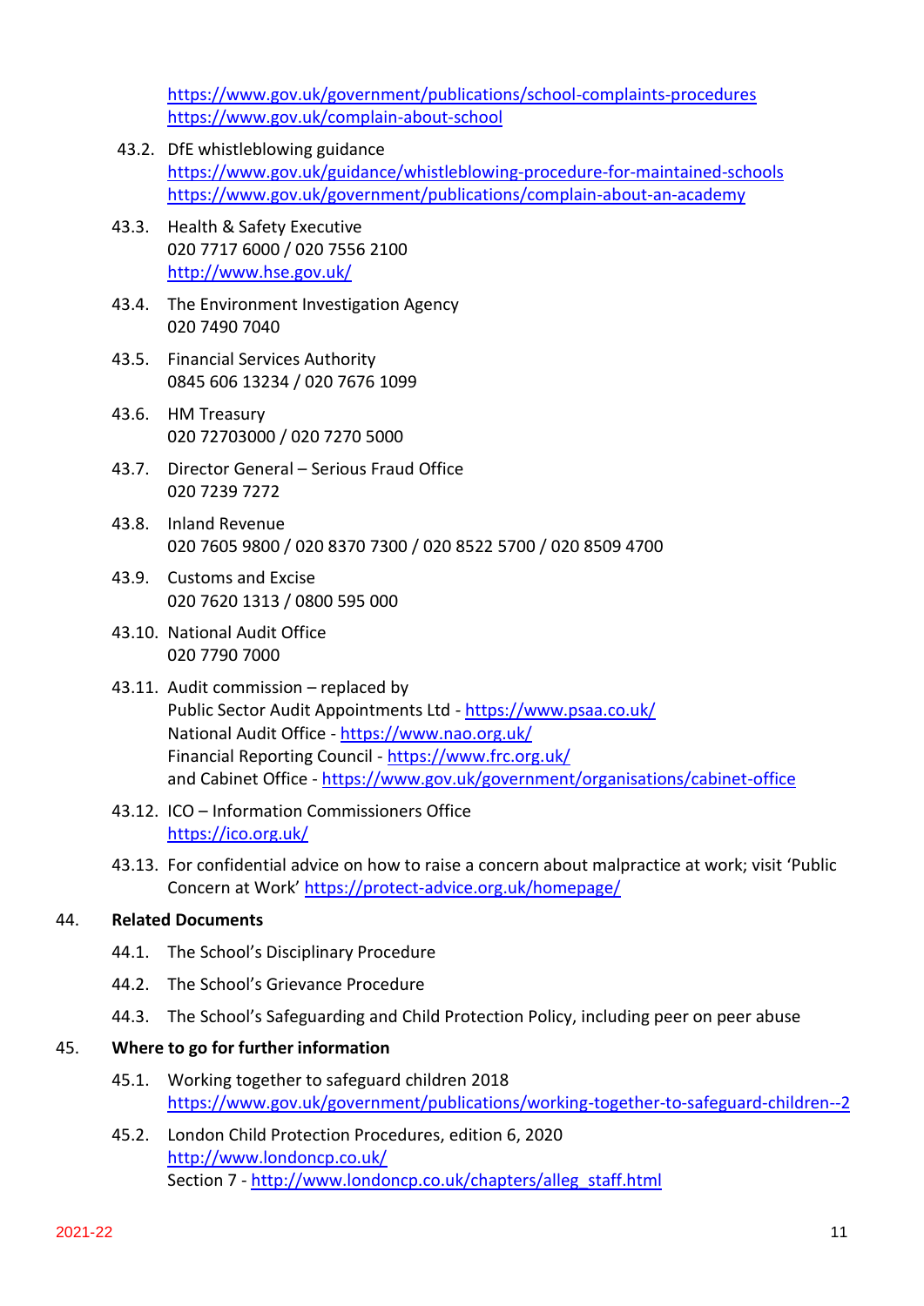https://www.gov.uk/government/publications/school-complaints-procedures
https://www.gov.uk/complain-about-school

43.2. DfE whistleblowing guidance
https://www.gov.uk/guidance/whistleblowing-procedure-for-maintained-schools
https://www.gov.uk/government/publications/complain-about-an-academy

43.3. Health & Safety Executive
020 7717 6000 / 020 7556 2100
http://www.hse.gov.uk/

43.4. The Environment Investigation Agency
020 7490 7040

43.5. Financial Services Authority
0845 606 13234 / 020 7676 1099

43.6. HM Treasury
020 72703000 / 020 7270 5000

43.7. Director General – Serious Fraud Office
020 7239 7272

43.8. Inland Revenue
020 7605 9800 / 020 8370 7300 / 020 8522 5700 / 020 8509 4700

43.9. Customs and Excise
020 7620 1313 / 0800 595 000

43.10. National Audit Office
020 7790 7000

43.11. Audit commission – replaced by
Public Sector Audit Appointments Ltd - https://www.psaa.co.uk/
National Audit Office - https://www.nao.org.uk/
Financial Reporting Council - https://www.frc.org.uk/
and Cabinet Office - https://www.gov.uk/government/organisations/cabinet-office

43.12. ICO – Information Commissioners Office
https://ico.org.uk/

43.13. For confidential advice on how to raise a concern about malpractice at work; visit 'Public Concern at Work' https://protect-advice.org.uk/homepage/

## 44. Related Documents

44.1. The School's Disciplinary Procedure

44.2. The School's Grievance Procedure

44.3. The School's Safeguarding and Child Protection Policy, including peer on peer abuse

## 45. Where to go for further information

45.1. Working together to safeguard children 2018
https://www.gov.uk/government/publications/working-together-to-safeguard-children--2

45.2. London Child Protection Procedures, edition 6, 2020
http://www.londoncp.co.uk/
Section 7 - http://www.londoncp.co.uk/chapters/alleg_staff.html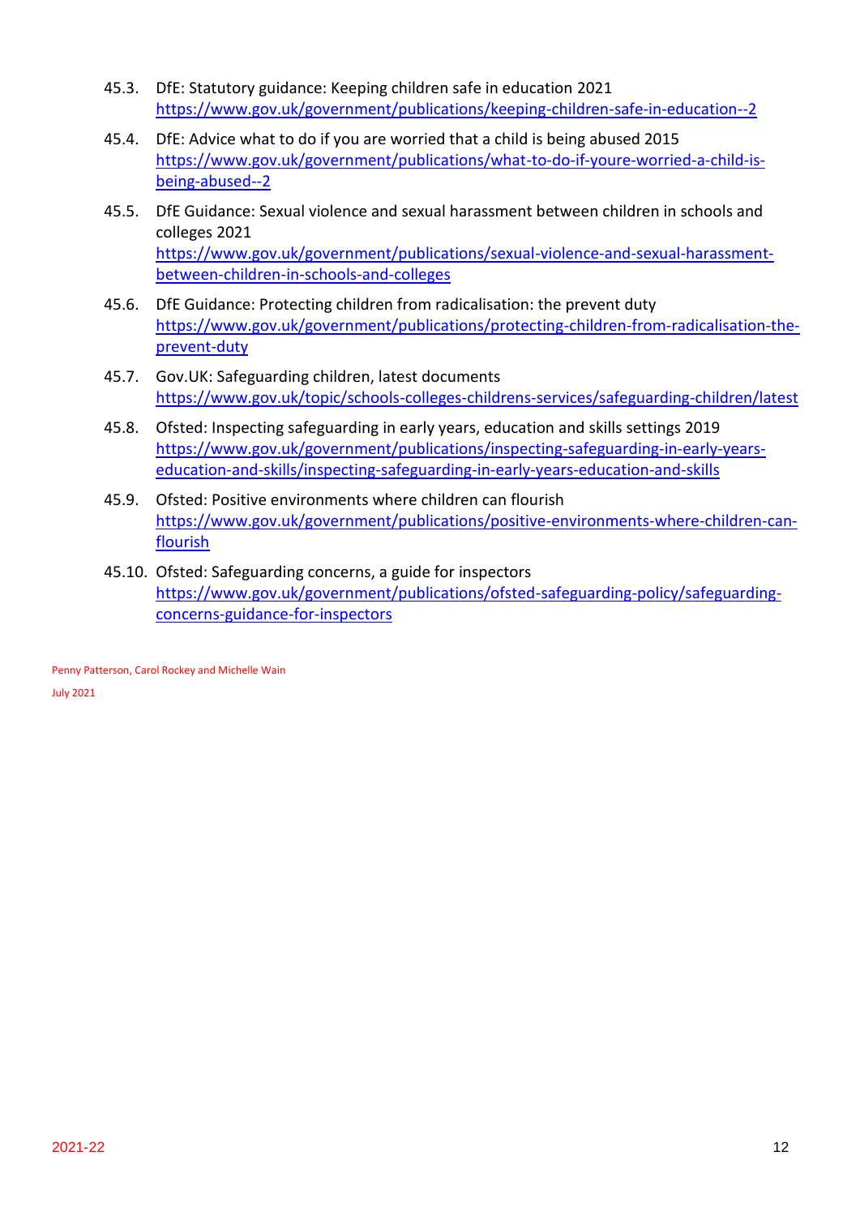45.3. DfE: Statutory guidance: Keeping children safe in education 2021
https://www.gov.uk/government/publications/keeping-children-safe-in-education--2

45.4. DfE: Advice what to do if you are worried that a child is being abused 2015
https://www.gov.uk/government/publications/what-to-do-if-youre-worried-a-child-is-being-abused--2

45.5. DfE Guidance: Sexual violence and sexual harassment between children in schools and colleges 2021
https://www.gov.uk/government/publications/sexual-violence-and-sexual-harassment-between-children-in-schools-and-colleges

45.6. DfE Guidance: Protecting children from radicalisation: the prevent duty
https://www.gov.uk/government/publications/protecting-children-from-radicalisation-the-prevent-duty

45.7. Gov.UK: Safeguarding children, latest documents
https://www.gov.uk/topic/schools-colleges-childrens-services/safeguarding-children/latest

45.8. Ofsted: Inspecting safeguarding in early years, education and skills settings 2019
https://www.gov.uk/government/publications/inspecting-safeguarding-in-early-years-education-and-skills/inspecting-safeguarding-in-early-years-education-and-skills

45.9. Ofsted: Positive environments where children can flourish
https://www.gov.uk/government/publications/positive-environments-where-children-can-flourish

45.10. Ofsted: Safeguarding concerns, a guide for inspectors
https://www.gov.uk/government/publications/ofsted-safeguarding-policy/safeguarding-concerns-guidance-for-inspectors

Penny Patterson, Carol Rockey and Michelle Wain

July 2021